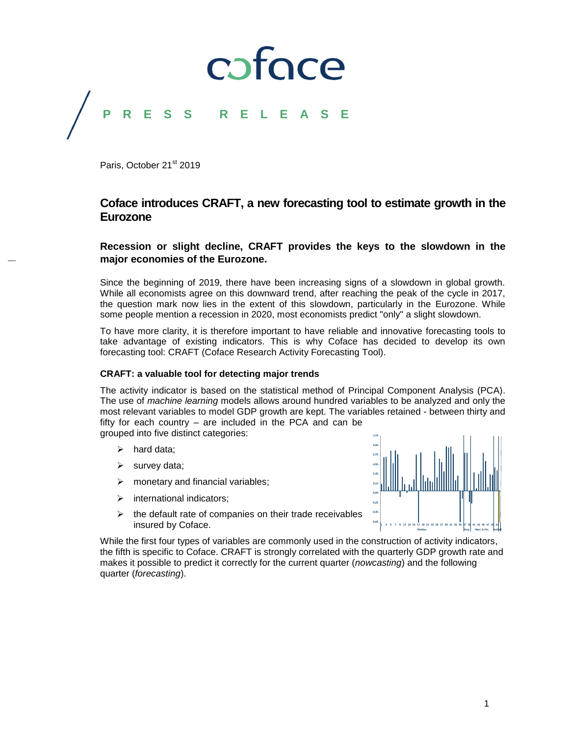# PRESS RELEASE

Paris, October 21st 2019

## Coface introduces CRAFT, a new forecasting tool to estimate growth in the Eurozone

### Recession or slight decline, CRAFT provides the keys to the slowdown in the major economies of the Eurozone.

Since the beginning of 2019, there have been increasing signs of a slowdown in global growth. While all economists agree on this downward trend, after reaching the peak of the cycle in 2017, the question mark now lies in the extent of this slowdown, particularly in the Eurozone. While some people mention a recession in 2020, most economists predict "only" a slight slowdown.

To have more clarity, it is therefore important to have reliable and innovative forecasting tools to take advantage of existing indicators. This is why Coface has decided to develop its own forecasting tool: CRAFT (Coface Research Activity Forecasting Tool).

#### CRAFT: a valuable tool for detecting major trends

The activity indicator is based on the statistical method of Principal Component Analysis (PCA). The use of *machine learning* models allows around hundred variables to be analyzed and only the most relevant variables to model GDP growth are kept. The variables retained - between thirty and fifty for each country – are included in the PCA and can be grouped into five distinct categories:

- hard data;
- survey data;
- monetary and financial variables;
- international indicators;
- the default rate of companies on their trade receivables insured by Coface.

While the first four types of variables are commonly used in the construction of activity indicators, the fifth is specific to Coface. CRAFT is strongly correlated with the quarterly GDP growth rate and makes it possible to predict it correctly for the current quarter (*nowcasting*) and the following quarter (*forecasting*).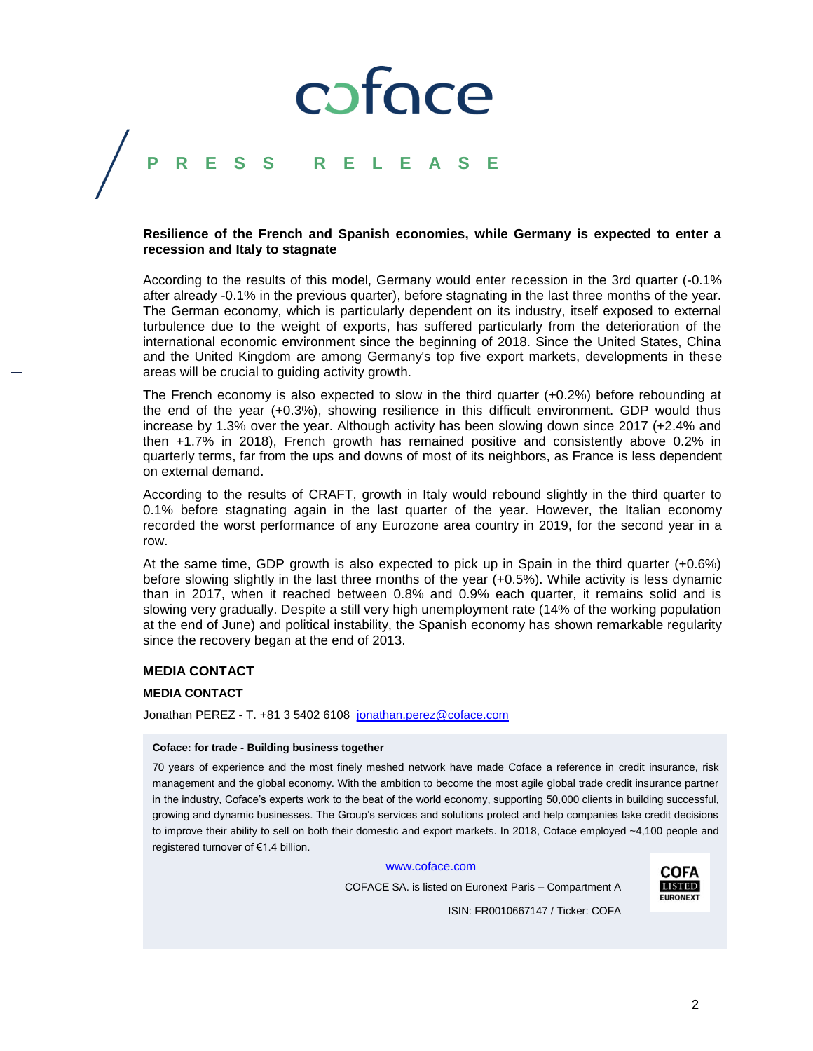coface

PRESS RELEASE

**Resilience of the French and Spanish economies, while Germany is expected to enter a recession and Italy to stagnate**

According to the results of this model, Germany would enter recession in the 3rd quarter (-0.1% after already -0.1% in the previous quarter), before stagnating in the last three months of the year. The German economy, which is particularly dependent on its industry, itself exposed to external turbulence due to the weight of exports, has suffered particularly from the deterioration of the international economic environment since the beginning of 2018. Since the United States, China and the United Kingdom are among Germany's top five export markets, developments in these areas will be crucial to guiding activity growth.

The French economy is also expected to slow in the third quarter (+0.2%) before rebounding at the end of the year (+0.3%), showing resilience in this difficult environment. GDP would thus increase by 1.3% over the year. Although activity has been slowing down since 2017 (+2.4% and then +1.7% in 2018), French growth has remained positive and consistently above 0.2% in quarterly terms, far from the ups and downs of most of its neighbors, as France is less dependent on external demand.

According to the results of CRAFT, growth in Italy would rebound slightly in the third quarter to 0.1% before stagnating again in the last quarter of the year. However, the Italian economy recorded the worst performance of any Eurozone area country in 2019, for the second year in a row.

At the same time, GDP growth is also expected to pick up in Spain in the third quarter (+0.6%) before slowing slightly in the last three months of the year (+0.5%). While activity is less dynamic than in 2017, when it reached between 0.8% and 0.9% each quarter, it remains solid and is slowing very gradually. Despite a still very high unemployment rate (14% of the working population at the end of June) and political instability, the Spanish economy has shown remarkable regularity since the recovery began at the end of 2013.

## MEDIA CONTACT

**MEDIA CONTACT**

Jonathan PEREZ - T. +81 3 5402 6108 jonathan.perez@coface.com

**Coface: for trade - Building business together**

70 years of experience and the most finely meshed network have made Coface a reference in credit insurance, risk management and the global economy. With the ambition to become the most agile global trade credit insurance partner in the industry, Coface's experts work to the beat of the world economy, supporting 50,000 clients in building successful, growing and dynamic businesses. The Group's services and solutions protect and help companies take credit decisions to improve their ability to sell on both their domestic and export markets. In 2018, Coface employed ~4,100 people and registered turnover of €1.4 billion.

www.coface.com

COFACE SA. is listed on Euronext Paris – Compartment A

ISIN: FR0010667147 / Ticker: COFA

COFA LISTED EURONEXT